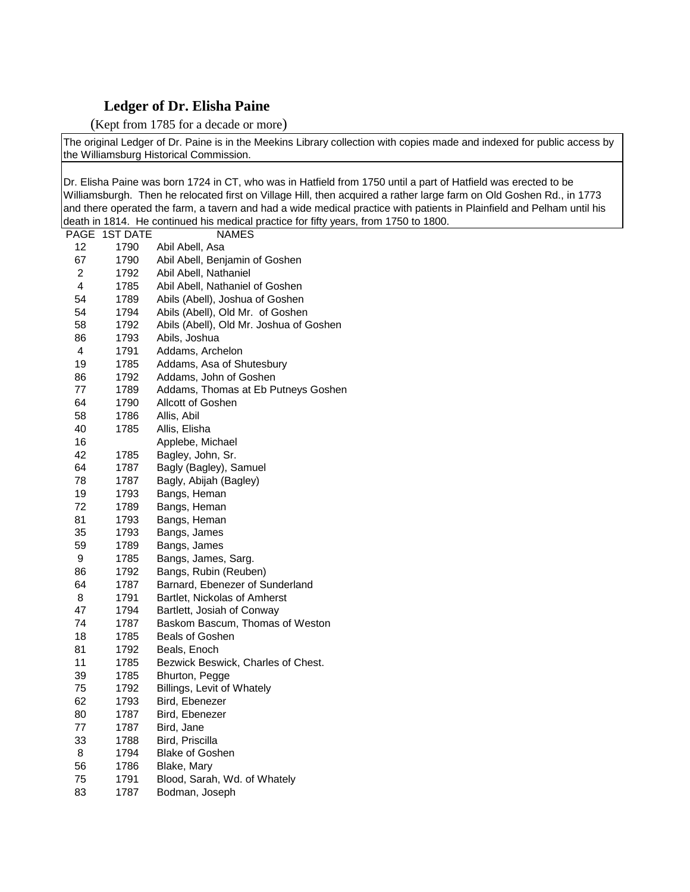## Ledger of Dr. Elisha Paine

(Kept from 1785 for a decade or more)

The original Ledger of Dr. Paine is in the Meekins Library collection with copies made and indexed for public access by the Williamsburg Historical Commission.

Dr. Elisha Paine was born 1724 in CT, who was in Hatfield from 1750 until a part of Hatfield was erected to be Williamsburgh. Then he relocated first on Village Hill, then acquired a rather large farm on Old Goshen Rd., in 1773 and there operated the farm, a tavern and had a wide medical practice with patients in Plainfield and Pelham until his death in 1814. He continued his medical practice for fifty years, from 1750 to 1800.

| PAGE | 1ST DATE | NAMES |
|---|---|---|
| 12 | 1790 | Abil Abell, Asa |
| 67 | 1790 | Abil Abell, Benjamin of Goshen |
| 2 | 1792 | Abil Abell, Nathaniel |
| 4 | 1785 | Abil Abell, Nathaniel of Goshen |
| 54 | 1789 | Abils (Abell), Joshua of Goshen |
| 54 | 1794 | Abils (Abell), Old Mr. of Goshen |
| 58 | 1792 | Abils (Abell), Old Mr. Joshua of Goshen |
| 86 | 1793 | Abils, Joshua |
| 4 | 1791 | Addams, Archelon |
| 19 | 1785 | Addams, Asa of Shutesbury |
| 86 | 1792 | Addams, John of Goshen |
| 77 | 1789 | Addams, Thomas at Eb Putneys Goshen |
| 64 | 1790 | Allcott of Goshen |
| 58 | 1786 | Allis, Abil |
| 40 | 1785 | Allis, Elisha |
| 16 | | Applebe, Michael |
| 42 | 1785 | Bagley, John, Sr. |
| 64 | 1787 | Bagly (Bagley), Samuel |
| 78 | 1787 | Bagly, Abijah (Bagley) |
| 19 | 1793 | Bangs, Heman |
| 72 | 1789 | Bangs, Heman |
| 81 | 1793 | Bangs, Heman |
| 35 | 1793 | Bangs, James |
| 59 | 1789 | Bangs, James |
| 9 | 1785 | Bangs, James, Sarg. |
| 86 | 1792 | Bangs, Rubin (Reuben) |
| 64 | 1787 | Barnard, Ebenezer of Sunderland |
| 8 | 1791 | Bartlet, Nickolas of Amherst |
| 47 | 1794 | Bartlett, Josiah of Conway |
| 74 | 1787 | Baskom Bascum, Thomas of Weston |
| 18 | 1785 | Beals of Goshen |
| 81 | 1792 | Beals, Enoch |
| 11 | 1785 | Bezwick Beswick, Charles of Chest. |
| 39 | 1785 | Bhurton, Pegge |
| 75 | 1792 | Billings, Levit of Whately |
| 62 | 1793 | Bird, Ebenezer |
| 80 | 1787 | Bird, Ebenezer |
| 77 | 1787 | Bird, Jane |
| 33 | 1788 | Bird, Priscilla |
| 8 | 1794 | Blake of Goshen |
| 56 | 1786 | Blake, Mary |
| 75 | 1791 | Blood, Sarah, Wd. of Whately |
| 83 | 1787 | Bodman, Joseph |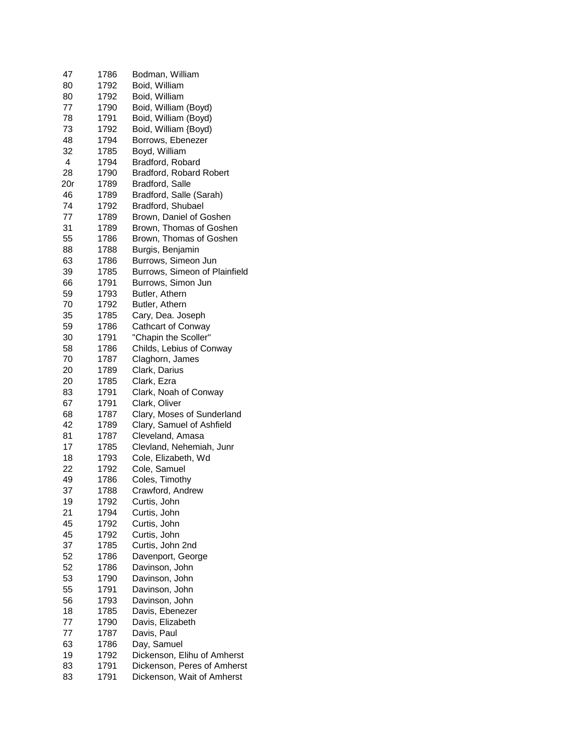| | | |
|---|---|---|
| 47 | 1786 | Bodman, William |
| 80 | 1792 | Boid, William |
| 80 | 1792 | Boid, William |
| 77 | 1790 | Boid, William (Boyd) |
| 78 | 1791 | Boid, William (Boyd) |
| 73 | 1792 | Boid, William {Boyd) |
| 48 | 1794 | Borrows, Ebenezer |
| 32 | 1785 | Boyd, William |
| 4 | 1794 | Bradford, Robard |
| 28 | 1790 | Bradford, Robard Robert |
| 20r | 1789 | Bradford, Salle |
| 46 | 1789 | Bradford, Salle (Sarah) |
| 74 | 1792 | Bradford, Shubael |
| 77 | 1789 | Brown, Daniel of Goshen |
| 31 | 1789 | Brown, Thomas of Goshen |
| 55 | 1786 | Brown, Thomas of Goshen |
| 88 | 1788 | Burgis, Benjamin |
| 63 | 1786 | Burrows, Simeon Jun |
| 39 | 1785 | Burrows, Simeon of Plainfield |
| 66 | 1791 | Burrows, Simon Jun |
| 59 | 1793 | Butler, Athern |
| 70 | 1792 | Butler, Athern |
| 35 | 1785 | Cary, Dea. Joseph |
| 59 | 1786 | Cathcart of Conway |
| 30 | 1791 | "Chapin the Scoller" |
| 58 | 1786 | Childs, Lebius of Conway |
| 70 | 1787 | Claghorn, James |
| 20 | 1789 | Clark, Darius |
| 20 | 1785 | Clark, Ezra |
| 83 | 1791 | Clark, Noah of Conway |
| 67 | 1791 | Clark, Oliver |
| 68 | 1787 | Clary, Moses of Sunderland |
| 42 | 1789 | Clary, Samuel of Ashfield |
| 81 | 1787 | Cleveland, Amasa |
| 17 | 1785 | Clevland, Nehemiah, Junr |
| 18 | 1793 | Cole, Elizabeth, Wd |
| 22 | 1792 | Cole, Samuel |
| 49 | 1786 | Coles, Timothy |
| 37 | 1788 | Crawford, Andrew |
| 19 | 1792 | Curtis, John |
| 21 | 1794 | Curtis, John |
| 45 | 1792 | Curtis, John |
| 45 | 1792 | Curtis, John |
| 37 | 1785 | Curtis, John 2nd |
| 52 | 1786 | Davenport, George |
| 52 | 1786 | Davinson, John |
| 53 | 1790 | Davinson, John |
| 55 | 1791 | Davinson, John |
| 56 | 1793 | Davinson, John |
| 18 | 1785 | Davis, Ebenezer |
| 77 | 1790 | Davis, Elizabeth |
| 77 | 1787 | Davis, Paul |
| 63 | 1786 | Day, Samuel |
| 19 | 1792 | Dickenson, Elihu of Amherst |
| 83 | 1791 | Dickenson, Peres of Amherst |
| 83 | 1791 | Dickenson, Wait of Amherst |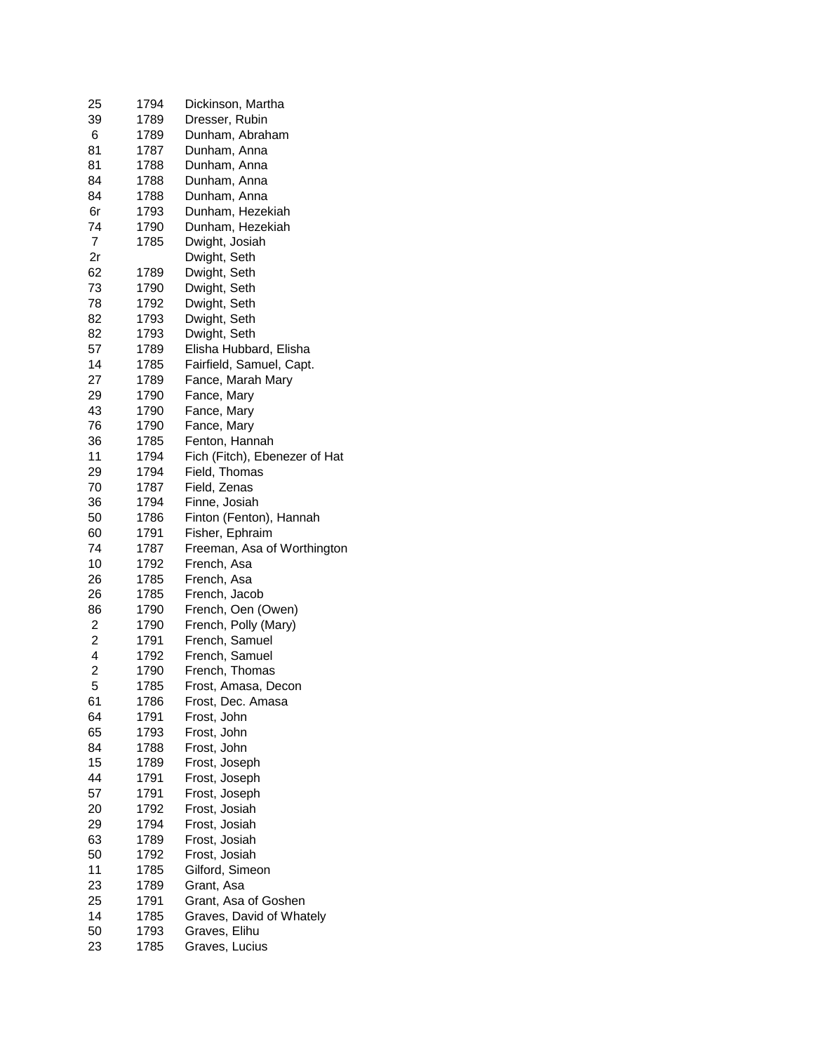| | | |
|---|---|---|
| 25 | 1794 | Dickinson, Martha |
| 39 | 1789 | Dresser, Rubin |
| 6 | 1789 | Dunham, Abraham |
| 81 | 1787 | Dunham, Anna |
| 81 | 1788 | Dunham, Anna |
| 84 | 1788 | Dunham, Anna |
| 84 | 1788 | Dunham, Anna |
| 6r | 1793 | Dunham, Hezekiah |
| 74 | 1790 | Dunham, Hezekiah |
| 7 | 1785 | Dwight, Josiah |
| 2r | | Dwight, Seth |
| 62 | 1789 | Dwight, Seth |
| 73 | 1790 | Dwight, Seth |
| 78 | 1792 | Dwight, Seth |
| 82 | 1793 | Dwight, Seth |
| 82 | 1793 | Dwight, Seth |
| 57 | 1789 | Elisha Hubbard, Elisha |
| 14 | 1785 | Fairfield, Samuel, Capt. |
| 27 | 1789 | Fance, Marah Mary |
| 29 | 1790 | Fance, Mary |
| 43 | 1790 | Fance, Mary |
| 76 | 1790 | Fance, Mary |
| 36 | 1785 | Fenton, Hannah |
| 11 | 1794 | Fich (Fitch), Ebenezer of Hat |
| 29 | 1794 | Field, Thomas |
| 70 | 1787 | Field, Zenas |
| 36 | 1794 | Finne, Josiah |
| 50 | 1786 | Finton (Fenton), Hannah |
| 60 | 1791 | Fisher, Ephraim |
| 74 | 1787 | Freeman, Asa of Worthington |
| 10 | 1792 | French, Asa |
| 26 | 1785 | French, Asa |
| 26 | 1785 | French, Jacob |
| 86 | 1790 | French, Oen (Owen) |
| 2 | 1790 | French, Polly (Mary) |
| 2 | 1791 | French, Samuel |
| 4 | 1792 | French, Samuel |
| 2 | 1790 | French, Thomas |
| 5 | 1785 | Frost, Amasa, Decon |
| 61 | 1786 | Frost, Dec. Amasa |
| 64 | 1791 | Frost, John |
| 65 | 1793 | Frost, John |
| 84 | 1788 | Frost, John |
| 15 | 1789 | Frost, Joseph |
| 44 | 1791 | Frost, Joseph |
| 57 | 1791 | Frost, Joseph |
| 20 | 1792 | Frost, Josiah |
| 29 | 1794 | Frost, Josiah |
| 63 | 1789 | Frost, Josiah |
| 50 | 1792 | Frost, Josiah |
| 11 | 1785 | Gilford, Simeon |
| 23 | 1789 | Grant, Asa |
| 25 | 1791 | Grant, Asa of Goshen |
| 14 | 1785 | Graves, David of Whately |
| 50 | 1793 | Graves, Elihu |
| 23 | 1785 | Graves, Lucius |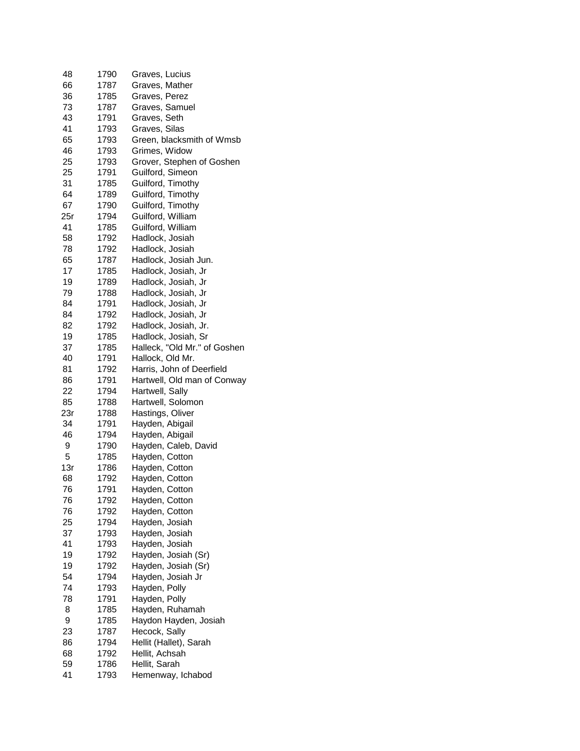| | | |
|---|---|---|
| 48 | 1790 | Graves, Lucius |
| 66 | 1787 | Graves, Mather |
| 36 | 1785 | Graves, Perez |
| 73 | 1787 | Graves, Samuel |
| 43 | 1791 | Graves, Seth |
| 41 | 1793 | Graves, Silas |
| 65 | 1793 | Green, blacksmith of Wmsb |
| 46 | 1793 | Grimes, Widow |
| 25 | 1793 | Grover, Stephen of Goshen |
| 25 | 1791 | Guilford, Simeon |
| 31 | 1785 | Guilford, Timothy |
| 64 | 1789 | Guilford, Timothy |
| 67 | 1790 | Guilford, Timothy |
| 25r | 1794 | Guilford, William |
| 41 | 1785 | Guilford, William |
| 58 | 1792 | Hadlock, Josiah |
| 78 | 1792 | Hadlock, Josiah |
| 65 | 1787 | Hadlock, Josiah Jun. |
| 17 | 1785 | Hadlock, Josiah, Jr |
| 19 | 1789 | Hadlock, Josiah, Jr |
| 79 | 1788 | Hadlock, Josiah, Jr |
| 84 | 1791 | Hadlock, Josiah, Jr |
| 84 | 1792 | Hadlock, Josiah, Jr |
| 82 | 1792 | Hadlock, Josiah, Jr. |
| 19 | 1785 | Hadlock, Josiah, Sr |
| 37 | 1785 | Halleck, "Old Mr." of Goshen |
| 40 | 1791 | Hallock, Old Mr. |
| 81 | 1792 | Harris, John of Deerfield |
| 86 | 1791 | Hartwell, Old man of Conway |
| 22 | 1794 | Hartwell, Sally |
| 85 | 1788 | Hartwell, Solomon |
| 23r | 1788 | Hastings, Oliver |
| 34 | 1791 | Hayden, Abigail |
| 46 | 1794 | Hayden, Abigail |
| 9 | 1790 | Hayden, Caleb, David |
| 5 | 1785 | Hayden, Cotton |
| 13r | 1786 | Hayden, Cotton |
| 68 | 1792 | Hayden, Cotton |
| 76 | 1791 | Hayden, Cotton |
| 76 | 1792 | Hayden, Cotton |
| 76 | 1792 | Hayden, Cotton |
| 25 | 1794 | Hayden, Josiah |
| 37 | 1793 | Hayden, Josiah |
| 41 | 1793 | Hayden, Josiah |
| 19 | 1792 | Hayden, Josiah (Sr) |
| 19 | 1792 | Hayden, Josiah (Sr) |
| 54 | 1794 | Hayden, Josiah Jr |
| 74 | 1793 | Hayden, Polly |
| 78 | 1791 | Hayden, Polly |
| 8 | 1785 | Hayden, Ruhamah |
| 9 | 1785 | Haydon Hayden, Josiah |
| 23 | 1787 | Hecock, Sally |
| 86 | 1794 | Hellit (Hallet), Sarah |
| 68 | 1792 | Hellit, Achsah |
| 59 | 1786 | Hellit, Sarah |
| 41 | 1793 | Hemenway, Ichabod |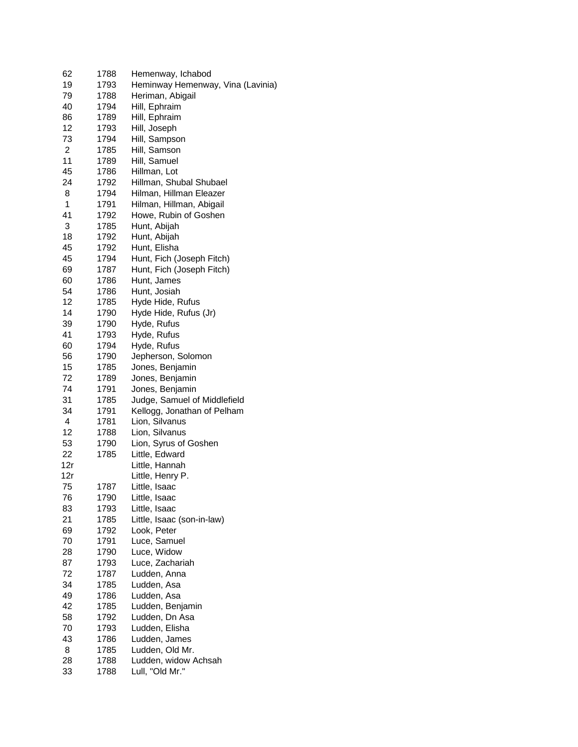| | | |
|---|---|---|
| 62 | 1788 | Hemenway, Ichabod |
| 19 | 1793 | Heminway Hemenway, Vina (Lavinia) |
| 79 | 1788 | Heriman, Abigail |
| 40 | 1794 | Hill, Ephraim |
| 86 | 1789 | Hill, Ephraim |
| 12 | 1793 | Hill, Joseph |
| 73 | 1794 | Hill, Sampson |
| 2 | 1785 | Hill, Samson |
| 11 | 1789 | Hill, Samuel |
| 45 | 1786 | Hillman, Lot |
| 24 | 1792 | Hillman, Shubal Shubael |
| 8 | 1794 | Hilman, Hillman Eleazer |
| 1 | 1791 | Hilman, Hillman, Abigail |
| 41 | 1792 | Howe, Rubin of Goshen |
| 3 | 1785 | Hunt, Abijah |
| 18 | 1792 | Hunt, Abijah |
| 45 | 1792 | Hunt, Elisha |
| 45 | 1794 | Hunt, Fich (Joseph Fitch) |
| 69 | 1787 | Hunt, Fich (Joseph Fitch) |
| 60 | 1786 | Hunt, James |
| 54 | 1786 | Hunt, Josiah |
| 12 | 1785 | Hyde Hide, Rufus |
| 14 | 1790 | Hyde Hide, Rufus (Jr) |
| 39 | 1790 | Hyde, Rufus |
| 41 | 1793 | Hyde, Rufus |
| 60 | 1794 | Hyde, Rufus |
| 56 | 1790 | Jepherson, Solomon |
| 15 | 1785 | Jones, Benjamin |
| 72 | 1789 | Jones, Benjamin |
| 74 | 1791 | Jones, Benjamin |
| 31 | 1785 | Judge, Samuel of Middlefield |
| 34 | 1791 | Kellogg, Jonathan of Pelham |
| 4 | 1781 | Lion, Silvanus |
| 12 | 1788 | Lion, Silvanus |
| 53 | 1790 | Lion, Syrus of Goshen |
| 22 | 1785 | Little, Edward |
| 12r | | Little, Hannah |
| 12r | | Little, Henry P. |
| 75 | 1787 | Little, Isaac |
| 76 | 1790 | Little, Isaac |
| 83 | 1793 | Little, Isaac |
| 21 | 1785 | Little, Isaac (son-in-law) |
| 69 | 1792 | Look, Peter |
| 70 | 1791 | Luce, Samuel |
| 28 | 1790 | Luce, Widow |
| 87 | 1793 | Luce, Zachariah |
| 72 | 1787 | Ludden, Anna |
| 34 | 1785 | Ludden, Asa |
| 49 | 1786 | Ludden, Asa |
| 42 | 1785 | Ludden, Benjamin |
| 58 | 1792 | Ludden, Dn Asa |
| 70 | 1793 | Ludden, Elisha |
| 43 | 1786 | Ludden, James |
| 8 | 1785 | Ludden, Old Mr. |
| 28 | 1788 | Ludden, widow Achsah |
| 33 | 1788 | Lull, "Old Mr." |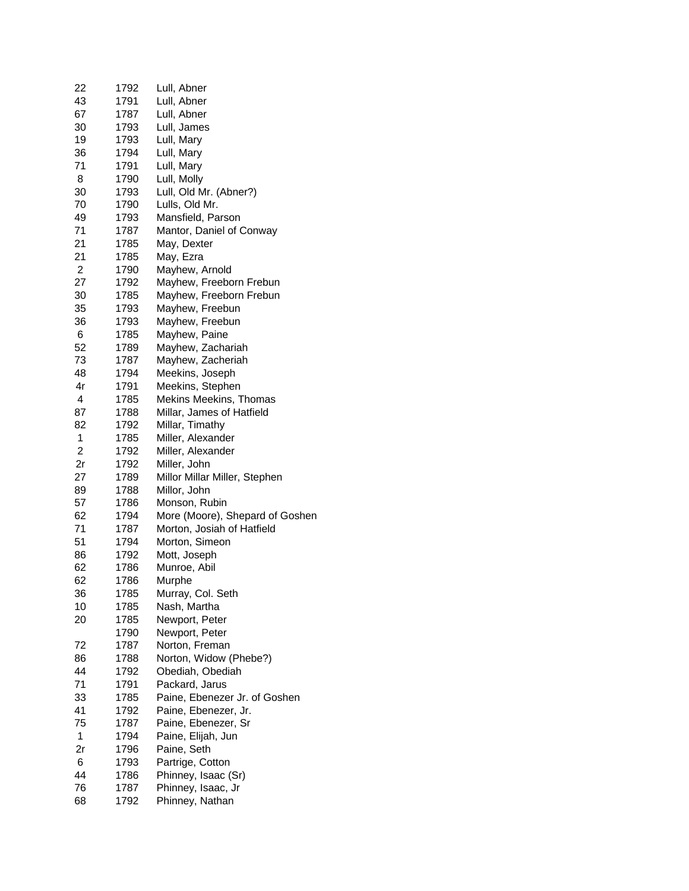| | | |
|---|---|---|
| 22 | 1792 | Lull, Abner |
| 43 | 1791 | Lull, Abner |
| 67 | 1787 | Lull, Abner |
| 30 | 1793 | Lull, James |
| 19 | 1793 | Lull, Mary |
| 36 | 1794 | Lull, Mary |
| 71 | 1791 | Lull, Mary |
| 8 | 1790 | Lull, Molly |
| 30 | 1793 | Lull, Old Mr. (Abner?) |
| 70 | 1790 | Lulls, Old Mr. |
| 49 | 1793 | Mansfield, Parson |
| 71 | 1787 | Mantor, Daniel of Conway |
| 21 | 1785 | May, Dexter |
| 21 | 1785 | May, Ezra |
| 2 | 1790 | Mayhew, Arnold |
| 27 | 1792 | Mayhew, Freeborn Frebun |
| 30 | 1785 | Mayhew, Freeborn Frebun |
| 35 | 1793 | Mayhew, Freebun |
| 36 | 1793 | Mayhew, Freebun |
| 6 | 1785 | Mayhew, Paine |
| 52 | 1789 | Mayhew, Zachariah |
| 73 | 1787 | Mayhew, Zacheriah |
| 48 | 1794 | Meekins, Joseph |
| 4r | 1791 | Meekins, Stephen |
| 4 | 1785 | Mekins Meekins, Thomas |
| 87 | 1788 | Millar, James of Hatfield |
| 82 | 1792 | Millar, Timathy |
| 1 | 1785 | Miller, Alexander |
| 2 | 1792 | Miller, Alexander |
| 2r | 1792 | Miller, John |
| 27 | 1789 | Millor Millar Miller, Stephen |
| 89 | 1788 | Millor, John |
| 57 | 1786 | Monson, Rubin |
| 62 | 1794 | More (Moore), Shepard of Goshen |
| 71 | 1787 | Morton, Josiah of Hatfield |
| 51 | 1794 | Morton, Simeon |
| 86 | 1792 | Mott, Joseph |
| 62 | 1786 | Munroe, Abil |
| 62 | 1786 | Murphe |
| 36 | 1785 | Murray, Col. Seth |
| 10 | 1785 | Nash, Martha |
| 20 | 1785 | Newport, Peter |
| | 1790 | Newport, Peter |
| 72 | 1787 | Norton, Freman |
| 86 | 1788 | Norton, Widow (Phebe?) |
| 44 | 1792 | Obediah, Obediah |
| 71 | 1791 | Packard, Jarus |
| 33 | 1785 | Paine, Ebenezer Jr. of Goshen |
| 41 | 1792 | Paine, Ebenezer, Jr. |
| 75 | 1787 | Paine, Ebenezer, Sr |
| 1 | 1794 | Paine, Elijah, Jun |
| 2r | 1796 | Paine, Seth |
| 6 | 1793 | Partrige, Cotton |
| 44 | 1786 | Phinney, Isaac (Sr) |
| 76 | 1787 | Phinney, Isaac, Jr |
| 68 | 1792 | Phinney, Nathan |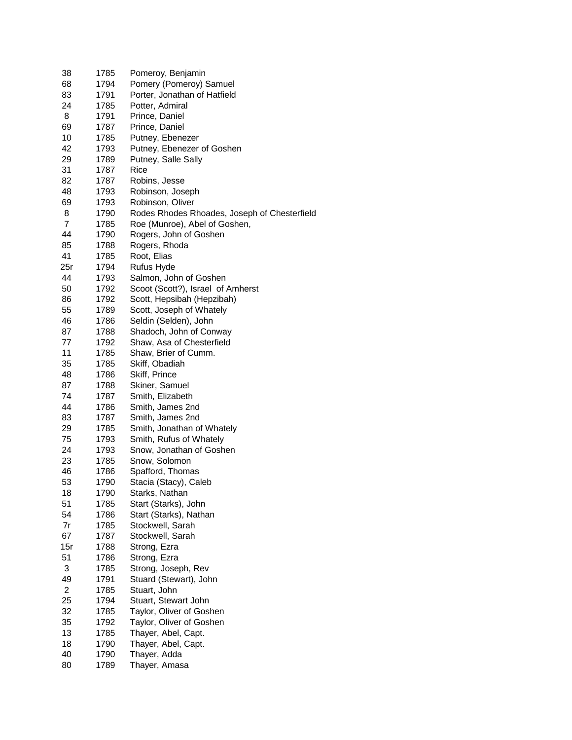| | | |
|---|---|---|
| 38 | 1785 | Pomeroy, Benjamin |
| 68 | 1794 | Pomery (Pomeroy) Samuel |
| 83 | 1791 | Porter, Jonathan of Hatfield |
| 24 | 1785 | Potter, Admiral |
| 8 | 1791 | Prince, Daniel |
| 69 | 1787 | Prince, Daniel |
| 10 | 1785 | Putney, Ebenezer |
| 42 | 1793 | Putney, Ebenezer of Goshen |
| 29 | 1789 | Putney, Salle Sally |
| 31 | 1787 | Rice |
| 82 | 1787 | Robins, Jesse |
| 48 | 1793 | Robinson, Joseph |
| 69 | 1793 | Robinson, Oliver |
| 8 | 1790 | Rodes Rhodes Rhoades, Joseph of Chesterfield |
| 7 | 1785 | Roe (Munroe), Abel of Goshen, |
| 44 | 1790 | Rogers, John of Goshen |
| 85 | 1788 | Rogers, Rhoda |
| 41 | 1785 | Root, Elias |
| 25r | 1794 | Rufus Hyde |
| 44 | 1793 | Salmon, John of Goshen |
| 50 | 1792 | Scoot (Scott?), Israel of Amherst |
| 86 | 1792 | Scott, Hepsibah (Hepzibah) |
| 55 | 1789 | Scott, Joseph of Whately |
| 46 | 1786 | Seldin (Selden), John |
| 87 | 1788 | Shadoch, John of Conway |
| 77 | 1792 | Shaw, Asa of Chesterfield |
| 11 | 1785 | Shaw, Brier of Cumm. |
| 35 | 1785 | Skiff, Obadiah |
| 48 | 1786 | Skiff, Prince |
| 87 | 1788 | Skiner, Samuel |
| 74 | 1787 | Smith, Elizabeth |
| 44 | 1786 | Smith, James 2nd |
| 83 | 1787 | Smith, James 2nd |
| 29 | 1785 | Smith, Jonathan of Whately |
| 75 | 1793 | Smith, Rufus of Whately |
| 24 | 1793 | Snow, Jonathan of Goshen |
| 23 | 1785 | Snow, Solomon |
| 46 | 1786 | Spafford, Thomas |
| 53 | 1790 | Stacia (Stacy), Caleb |
| 18 | 1790 | Starks, Nathan |
| 51 | 1785 | Start (Starks), John |
| 54 | 1786 | Start (Starks), Nathan |
| 7r | 1785 | Stockwell, Sarah |
| 67 | 1787 | Stockwell, Sarah |
| 15r | 1788 | Strong, Ezra |
| 51 | 1786 | Strong, Ezra |
| 3 | 1785 | Strong, Joseph, Rev |
| 49 | 1791 | Stuard (Stewart), John |
| 2 | 1785 | Stuart, John |
| 25 | 1794 | Stuart, Stewart John |
| 32 | 1785 | Taylor, Oliver of Goshen |
| 35 | 1792 | Taylor, Oliver of Goshen |
| 13 | 1785 | Thayer, Abel, Capt. |
| 18 | 1790 | Thayer, Abel, Capt. |
| 40 | 1790 | Thayer, Adda |
| 80 | 1789 | Thayer, Amasa |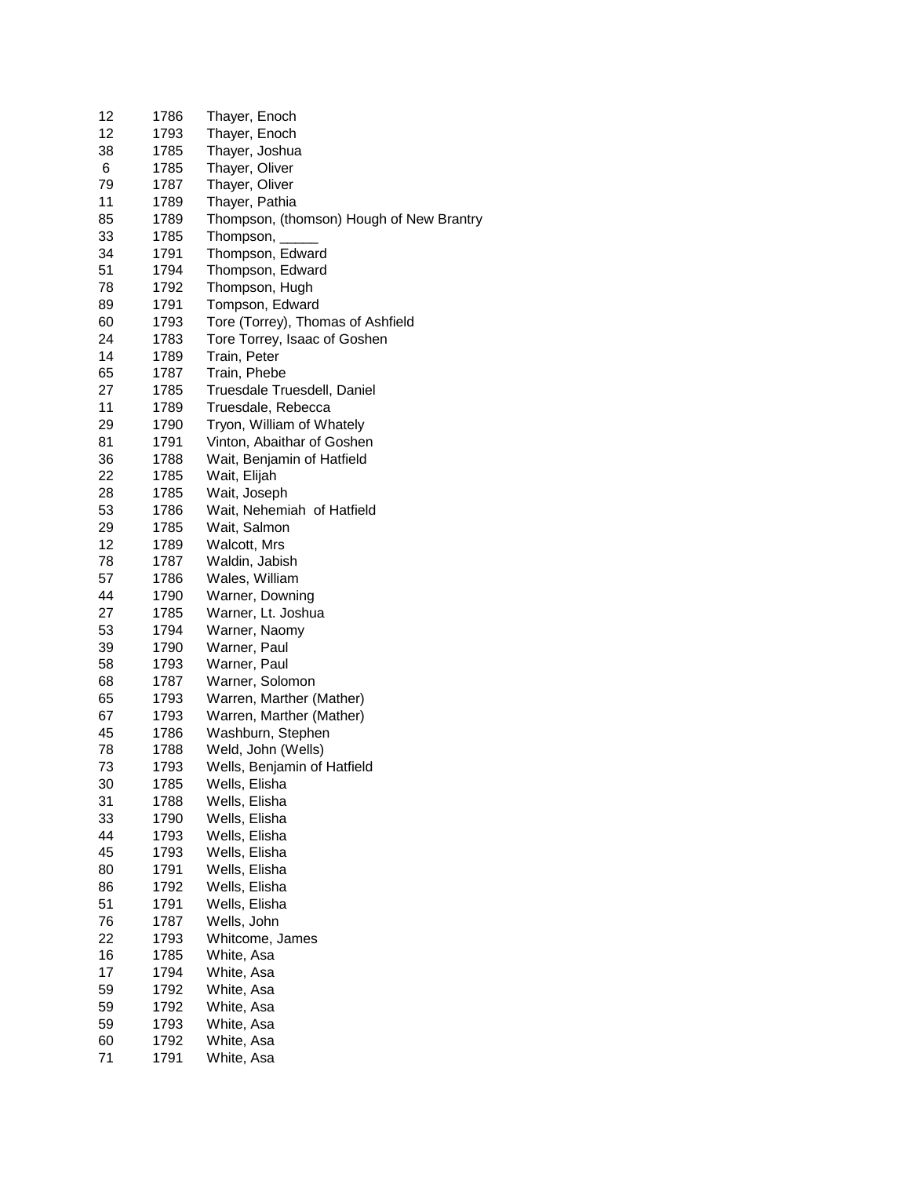| | | |
|---|---|---|
| 12 | 1786 | Thayer, Enoch |
| 12 | 1793 | Thayer, Enoch |
| 38 | 1785 | Thayer, Joshua |
| 6 | 1785 | Thayer, Oliver |
| 79 | 1787 | Thayer, Oliver |
| 11 | 1789 | Thayer, Pathia |
| 85 | 1789 | Thompson, (thomson) Hough of New Brantry |
| 33 | 1785 | Thompson, _____ |
| 34 | 1791 | Thompson, Edward |
| 51 | 1794 | Thompson, Edward |
| 78 | 1792 | Thompson, Hugh |
| 89 | 1791 | Tompson, Edward |
| 60 | 1793 | Tore (Torrey), Thomas of Ashfield |
| 24 | 1783 | Tore Torrey, Isaac of Goshen |
| 14 | 1789 | Train, Peter |
| 65 | 1787 | Train, Phebe |
| 27 | 1785 | Truesdale Truesdell, Daniel |
| 11 | 1789 | Truesdale, Rebecca |
| 29 | 1790 | Tryon, William of Whately |
| 81 | 1791 | Vinton, Abaithar of Goshen |
| 36 | 1788 | Wait, Benjamin of Hatfield |
| 22 | 1785 | Wait, Elijah |
| 28 | 1785 | Wait, Joseph |
| 53 | 1786 | Wait, Nehemiah of Hatfield |
| 29 | 1785 | Wait, Salmon |
| 12 | 1789 | Walcott, Mrs |
| 78 | 1787 | Waldin, Jabish |
| 57 | 1786 | Wales, William |
| 44 | 1790 | Warner, Downing |
| 27 | 1785 | Warner, Lt. Joshua |
| 53 | 1794 | Warner, Naomy |
| 39 | 1790 | Warner, Paul |
| 58 | 1793 | Warner, Paul |
| 68 | 1787 | Warner, Solomon |
| 65 | 1793 | Warren, Marther (Mather) |
| 67 | 1793 | Warren, Marther (Mather) |
| 45 | 1786 | Washburn, Stephen |
| 78 | 1788 | Weld, John (Wells) |
| 73 | 1793 | Wells, Benjamin of Hatfield |
| 30 | 1785 | Wells, Elisha |
| 31 | 1788 | Wells, Elisha |
| 33 | 1790 | Wells, Elisha |
| 44 | 1793 | Wells, Elisha |
| 45 | 1793 | Wells, Elisha |
| 80 | 1791 | Wells, Elisha |
| 86 | 1792 | Wells, Elisha |
| 51 | 1791 | Wells, Elisha |
| 76 | 1787 | Wells, John |
| 22 | 1793 | Whitcome, James |
| 16 | 1785 | White, Asa |
| 17 | 1794 | White, Asa |
| 59 | 1792 | White, Asa |
| 59 | 1792 | White, Asa |
| 59 | 1793 | White, Asa |
| 60 | 1792 | White, Asa |
| 71 | 1791 | White, Asa |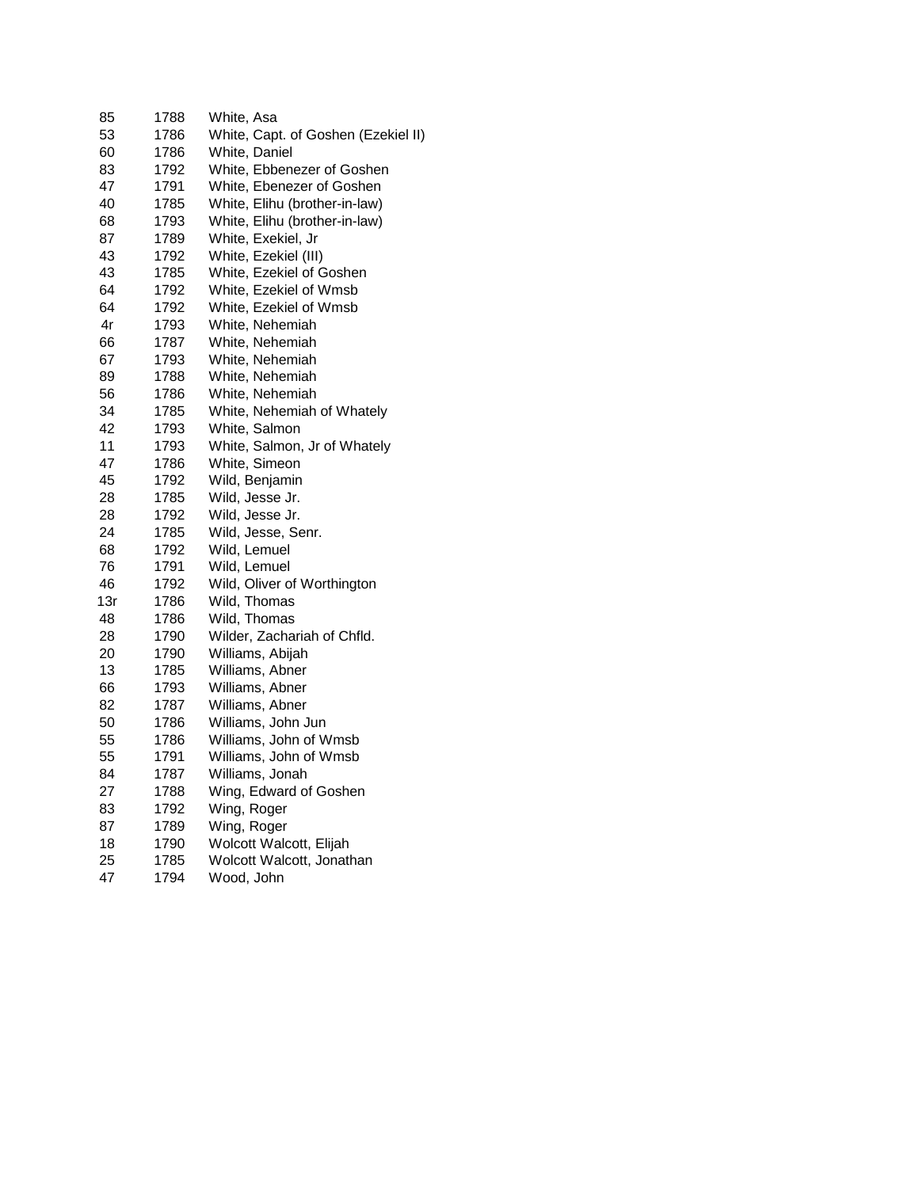| | | |
|---|---|---|
| 85 | 1788 | White, Asa |
| 53 | 1786 | White, Capt. of Goshen (Ezekiel II) |
| 60 | 1786 | White, Daniel |
| 83 | 1792 | White, Ebbenezer of Goshen |
| 47 | 1791 | White, Ebenezer of Goshen |
| 40 | 1785 | White, Elihu (brother-in-law) |
| 68 | 1793 | White, Elihu (brother-in-law) |
| 87 | 1789 | White, Exekiel, Jr |
| 43 | 1792 | White, Ezekiel (III) |
| 43 | 1785 | White, Ezekiel of Goshen |
| 64 | 1792 | White, Ezekiel of Wmsb |
| 64 | 1792 | White, Ezekiel of Wmsb |
| 4r | 1793 | White, Nehemiah |
| 66 | 1787 | White, Nehemiah |
| 67 | 1793 | White, Nehemiah |
| 89 | 1788 | White, Nehemiah |
| 56 | 1786 | White, Nehemiah |
| 34 | 1785 | White, Nehemiah of Whately |
| 42 | 1793 | White, Salmon |
| 11 | 1793 | White, Salmon, Jr of Whately |
| 47 | 1786 | White, Simeon |
| 45 | 1792 | Wild, Benjamin |
| 28 | 1785 | Wild, Jesse Jr. |
| 28 | 1792 | Wild, Jesse Jr. |
| 24 | 1785 | Wild, Jesse, Senr. |
| 68 | 1792 | Wild, Lemuel |
| 76 | 1791 | Wild, Lemuel |
| 46 | 1792 | Wild, Oliver of Worthington |
| 13r | 1786 | Wild, Thomas |
| 48 | 1786 | Wild, Thomas |
| 28 | 1790 | Wilder, Zachariah of Chfld. |
| 20 | 1790 | Williams, Abijah |
| 13 | 1785 | Williams, Abner |
| 66 | 1793 | Williams, Abner |
| 82 | 1787 | Williams, Abner |
| 50 | 1786 | Williams, John Jun |
| 55 | 1786 | Williams, John of Wmsb |
| 55 | 1791 | Williams, John of Wmsb |
| 84 | 1787 | Williams, Jonah |
| 27 | 1788 | Wing, Edward of Goshen |
| 83 | 1792 | Wing, Roger |
| 87 | 1789 | Wing, Roger |
| 18 | 1790 | Wolcott Walcott, Elijah |
| 25 | 1785 | Wolcott Walcott, Jonathan |
| 47 | 1794 | Wood, John |